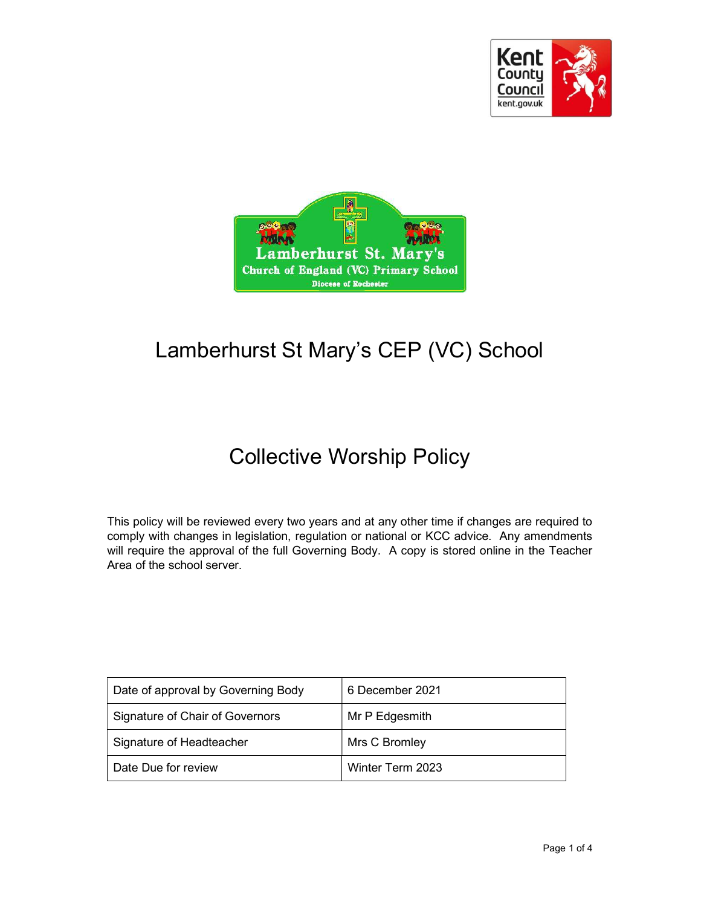# Lamberhurst St Mary's CEP (VC) School

# Collective Worship Policy

This policy will be reviewed every two years and at any other time if changes are required to comply with changes in legislation, regulation or national or KCC advice. Any amendments will require the approval of the full Governing Body. A copy is stored online in the Teacher Area of the school server.

| Date of approval by Governing Body | 6 December 2021 |
|---|---|
| Signature of Chair of Governors | Mr P Edgesmith |
| Signature of Headteacher | Mrs C Bromley |
| Date Due for review | Winter Term 2023 |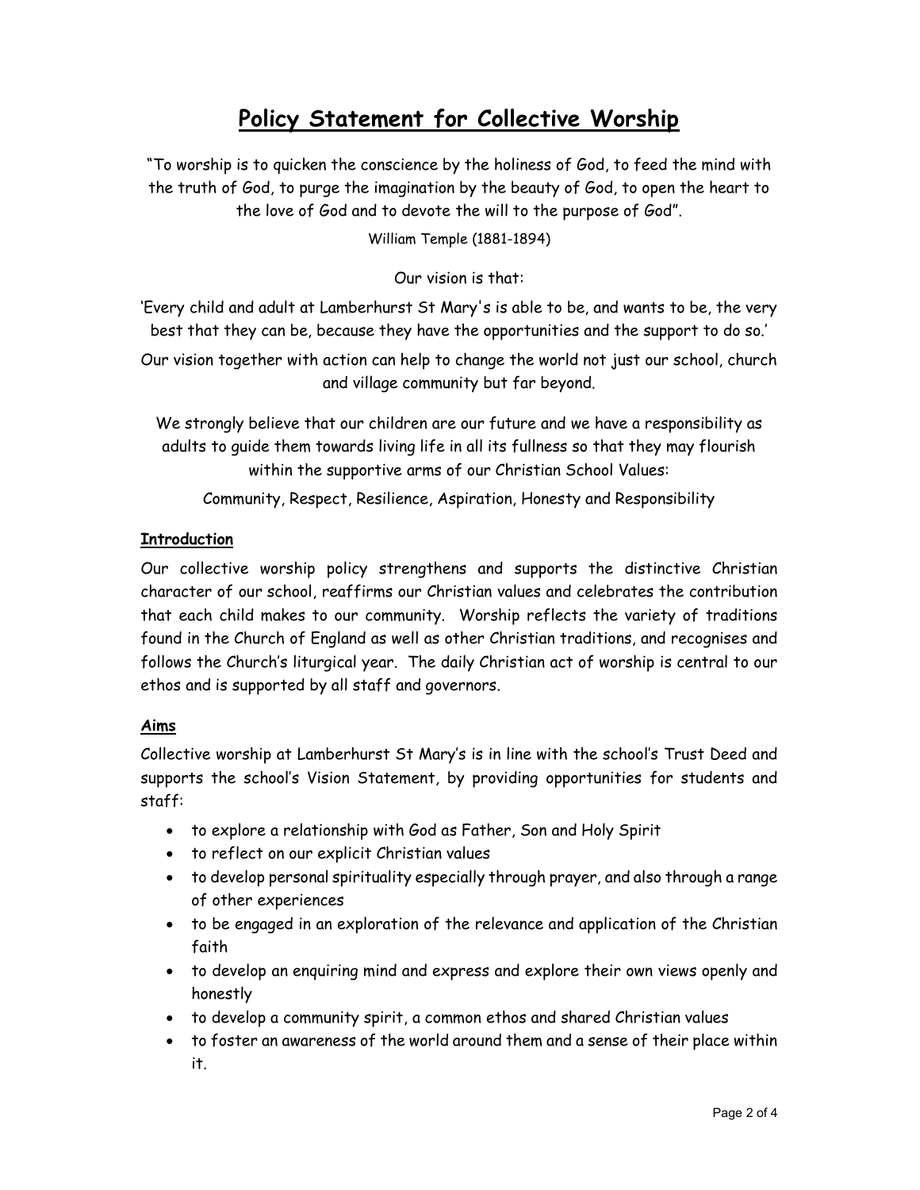# Policy Statement for Collective Worship

"To worship is to quicken the conscience by the holiness of God, to feed the mind with the truth of God, to purge the imagination by the beauty of God, to open the heart to the love of God and to devote the will to the purpose of God".

William Temple (1881-1894)

Our vision is that:

'Every child and adult at Lamberhurst St Mary's is able to be, and wants to be, the very best that they can be, because they have the opportunities and the support to do so.'

Our vision together with action can help to change the world not just our school, church and village community but far beyond.

We strongly believe that our children are our future and we have a responsibility as adults to guide them towards living life in all its fullness so that they may flourish within the supportive arms of our Christian School Values:

Community, Respect, Resilience, Aspiration, Honesty and Responsibility

## Introduction

Our collective worship policy strengthens and supports the distinctive Christian character of our school, reaffirms our Christian values and celebrates the contribution that each child makes to our community. Worship reflects the variety of traditions found in the Church of England as well as other Christian traditions, and recognises and follows the Church's liturgical year. The daily Christian act of worship is central to our ethos and is supported by all staff and governors.

## Aims

Collective worship at Lamberhurst St Mary's is in line with the school's Trust Deed and supports the school's Vision Statement, by providing opportunities for students and staff:

- to explore a relationship with God as Father, Son and Holy Spirit
- to reflect on our explicit Christian values
- to develop personal spirituality especially through prayer, and also through a range of other experiences
- to be engaged in an exploration of the relevance and application of the Christian faith
- to develop an enquiring mind and express and explore their own views openly and honestly
- to develop a community spirit, a common ethos and shared Christian values
- to foster an awareness of the world around them and a sense of their place within it.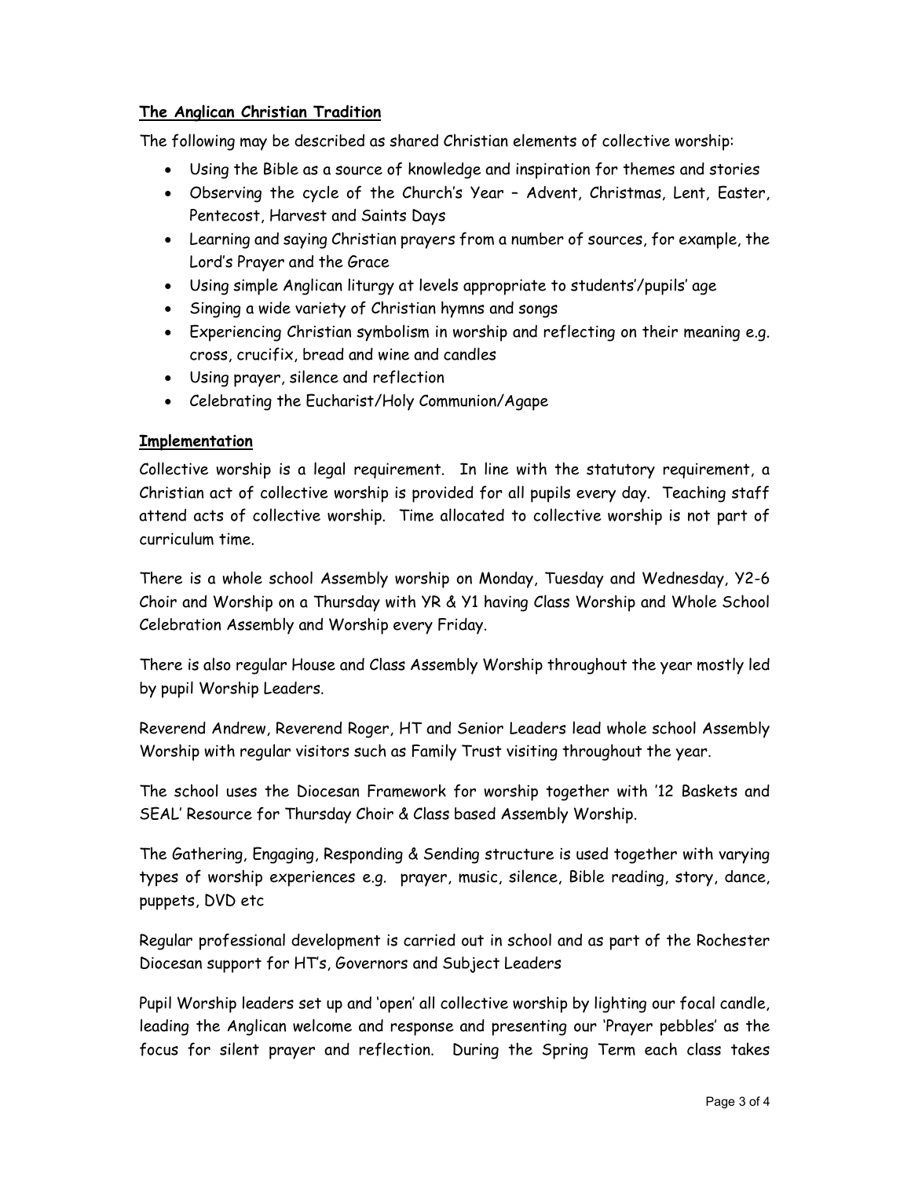**The Anglican Christian Tradition**

The following may be described as shared Christian elements of collective worship:

- Using the Bible as a source of knowledge and inspiration for themes and stories
- Observing the cycle of the Church's Year – Advent, Christmas, Lent, Easter, Pentecost, Harvest and Saints Days
- Learning and saying Christian prayers from a number of sources, for example, the Lord's Prayer and the Grace
- Using simple Anglican liturgy at levels appropriate to students'/pupils' age
- Singing a wide variety of Christian hymns and songs
- Experiencing Christian symbolism in worship and reflecting on their meaning e.g. cross, crucifix, bread and wine and candles
- Using prayer, silence and reflection
- Celebrating the Eucharist/Holy Communion/Agape

**Implementation**

Collective worship is a legal requirement. In line with the statutory requirement, a Christian act of collective worship is provided for all pupils every day. Teaching staff attend acts of collective worship. Time allocated to collective worship is not part of curriculum time.

There is a whole school Assembly worship on Monday, Tuesday and Wednesday, Y2-6 Choir and Worship on a Thursday with YR & Y1 having Class Worship and Whole School Celebration Assembly and Worship every Friday.

There is also regular House and Class Assembly Worship throughout the year mostly led by pupil Worship Leaders.

Reverend Andrew, Reverend Roger, HT and Senior Leaders lead whole school Assembly Worship with regular visitors such as Family Trust visiting throughout the year.

The school uses the Diocesan Framework for worship together with '12 Baskets and SEAL' Resource for Thursday Choir & Class based Assembly Worship.

The Gathering, Engaging, Responding & Sending structure is used together with varying types of worship experiences e.g. prayer, music, silence, Bible reading, story, dance, puppets, DVD etc

Regular professional development is carried out in school and as part of the Rochester Diocesan support for HT's, Governors and Subject Leaders

Pupil Worship leaders set up and 'open' all collective worship by lighting our focal candle, leading the Anglican welcome and response and presenting our 'Prayer pebbles' as the focus for silent prayer and reflection. During the Spring Term each class takes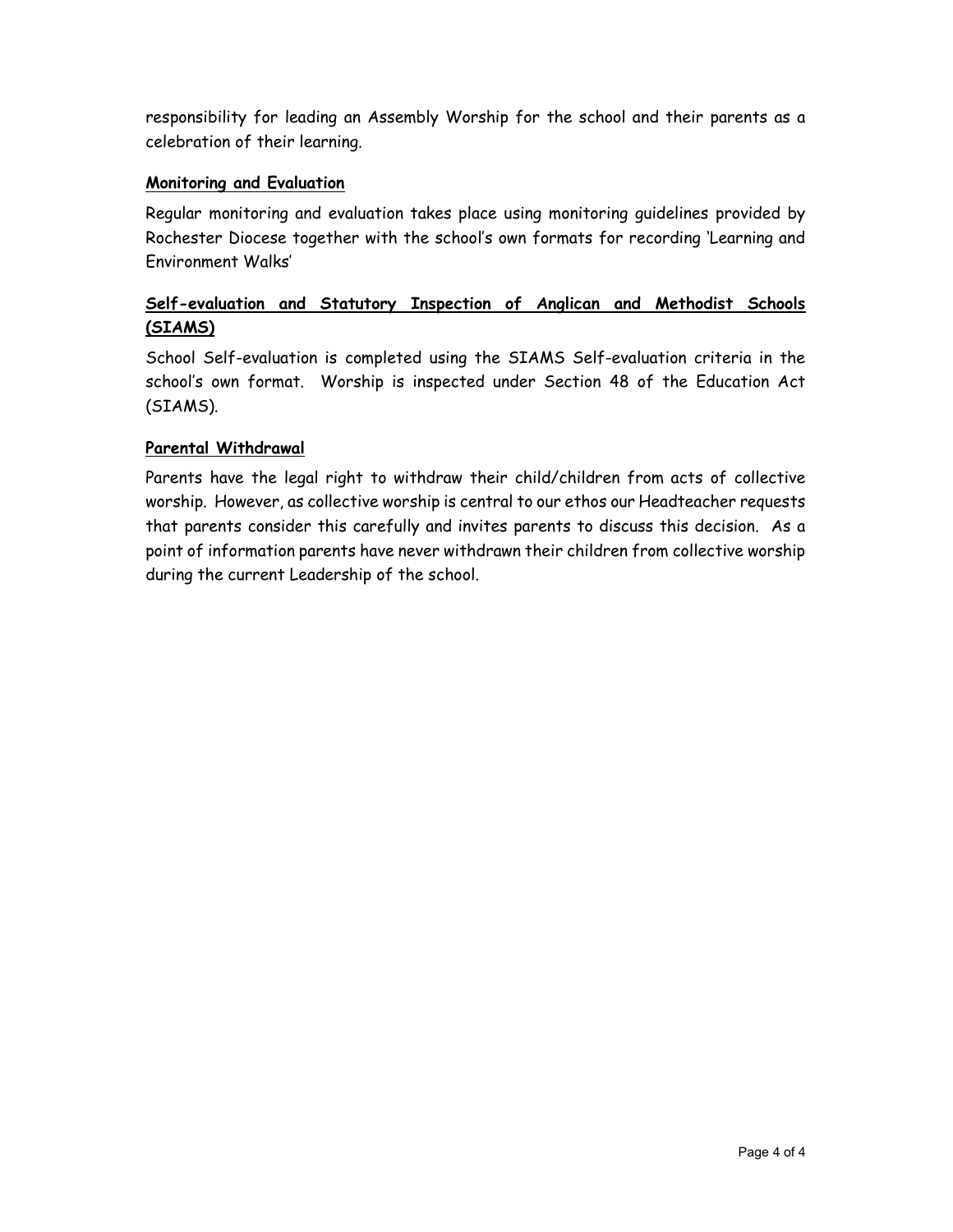responsibility for leading an Assembly Worship for the school and their parents as a celebration of their learning.

**Monitoring and Evaluation**

Regular monitoring and evaluation takes place using monitoring guidelines provided by Rochester Diocese together with the school's own formats for recording 'Learning and Environment Walks'

**Self-evaluation and Statutory Inspection of Anglican and Methodist Schools (SIAMS)**

School Self-evaluation is completed using the SIAMS Self-evaluation criteria in the school's own format. Worship is inspected under Section 48 of the Education Act (SIAMS).

**Parental Withdrawal**

Parents have the legal right to withdraw their child/children from acts of collective worship. However, as collective worship is central to our ethos our Headteacher requests that parents consider this carefully and invites parents to discuss this decision. As a point of information parents have never withdrawn their children from collective worship during the current Leadership of the school.